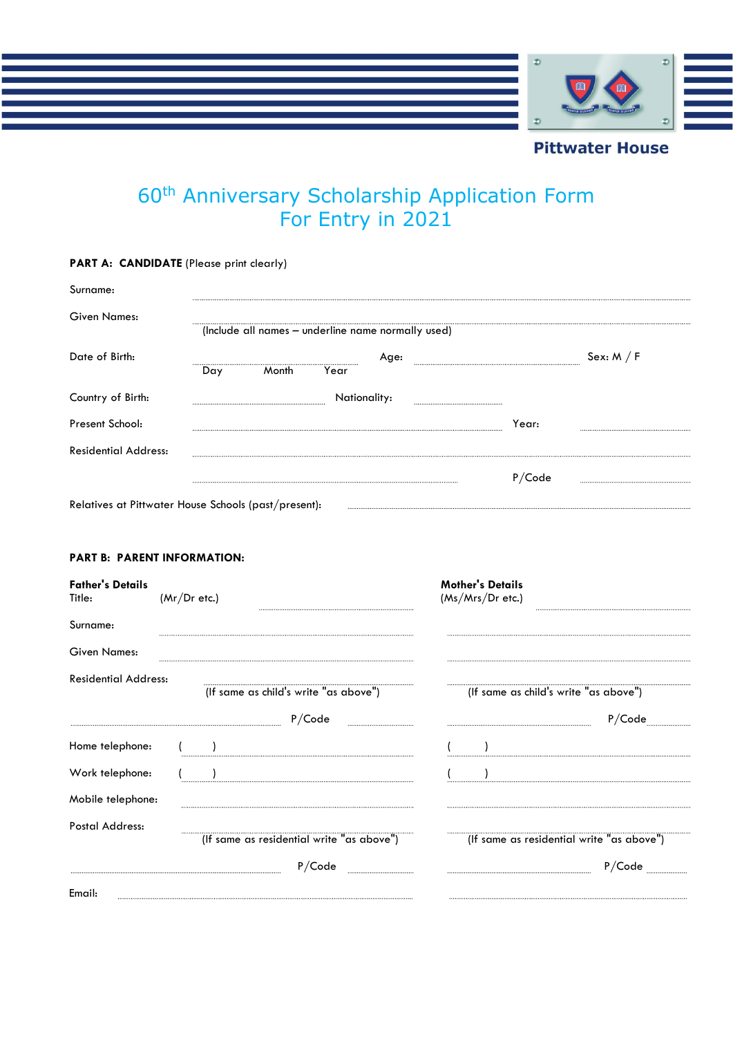Pittwater House

# 60th Anniversary Scholarship Application Form
# For Entry in 2021

**PART A: CANDIDATE** (Please print clearly)

Surname: ..............................................................................................

Given Names: ..............................................................................................
(Include all names – underline name normally used)

Date of Birth: ................................ Age: ................................ Sex: M / F
Day Month Year

Country of Birth: ................................ Nationality: ................................

Present School: ................................................................ Year: ................................

Residential Address: ..............................................................................................

................................................................ P/Code ................................

Relatives at Pittwater House Schools (past/present): ................................................................

**PART B: PARENT INFORMATION:**

| | Father's Details | Mother's Details |
|---|---|---|
| Title: | (Mr/Dr etc.) ................................ | (Ms/Mrs/Dr etc.) ................................ |
| Surname: | ................................ | ................................ |
| Given Names: | ................................ | ................................ |
| Residential Address: | ................................ (If same as child's write "as above") | ................................ (If same as child's write "as above") |
| | ................................ P/Code ................ | ................................ P/Code ................ |
| Home telephone: | ( ) ................................ | ( ) ................................ |
| Work telephone: | ( ) ................................ | ( ) ................................ |
| Mobile telephone: | ................................ | ................................ |
| Postal Address: | ................................ (If same as residential write "as above") | ................................ (If same as residential write "as above") |
| | ................................ P/Code ................ | ................................ P/Code ................ |
| Email: | ................................ | ................................ |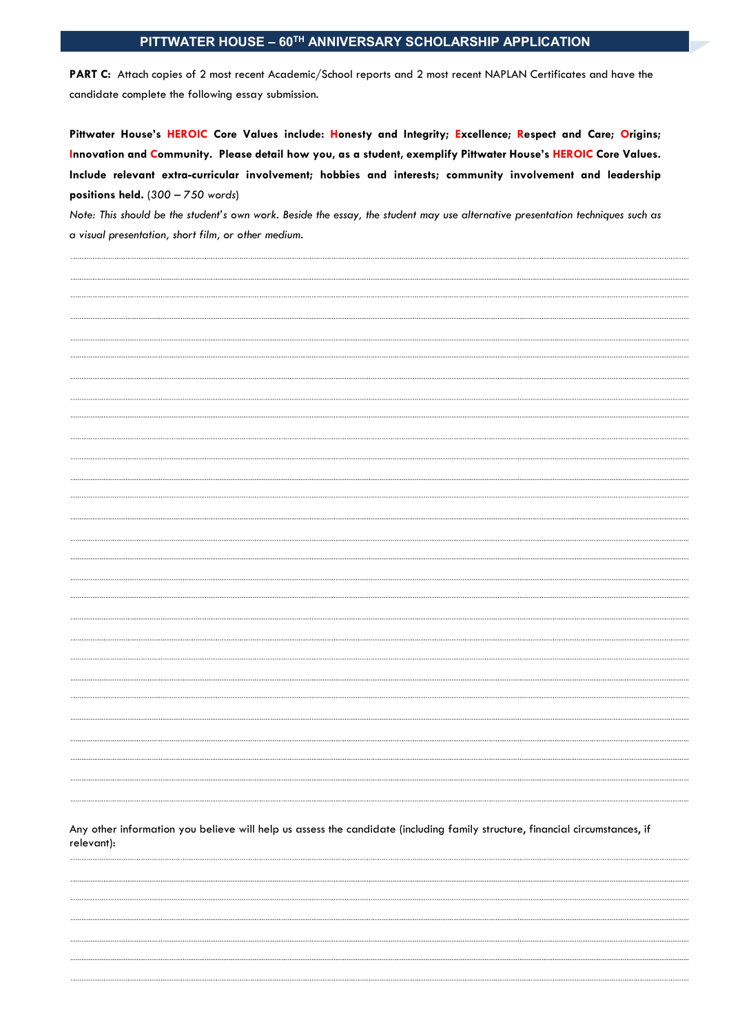## PITTWATER HOUSE – 60TH ANNIVERSARY SCHOLARSHIP APPLICATION

**PART C:** Attach copies of 2 most recent Academic/School reports and 2 most recent NAPLAN Certificates and have the candidate complete the following essay submission.

**Pittwater House's HEROIC Core Values include: Honesty and Integrity; Excellence; Respect and Care; Origins; Innovation and Community. Please detail how you, as a student, exemplify Pittwater House's HEROIC Core Values. Include relevant extra-curricular involvement; hobbies and interests; community involvement and leadership positions held.** (*300 – 750 words*)

*Note: This should be the student's own work. Beside the essay, the student may use alternative presentation techniques such as a visual presentation, short film, or other medium.*

Any other information you believe will help us assess the candidate (including family structure, financial circumstances, if relevant):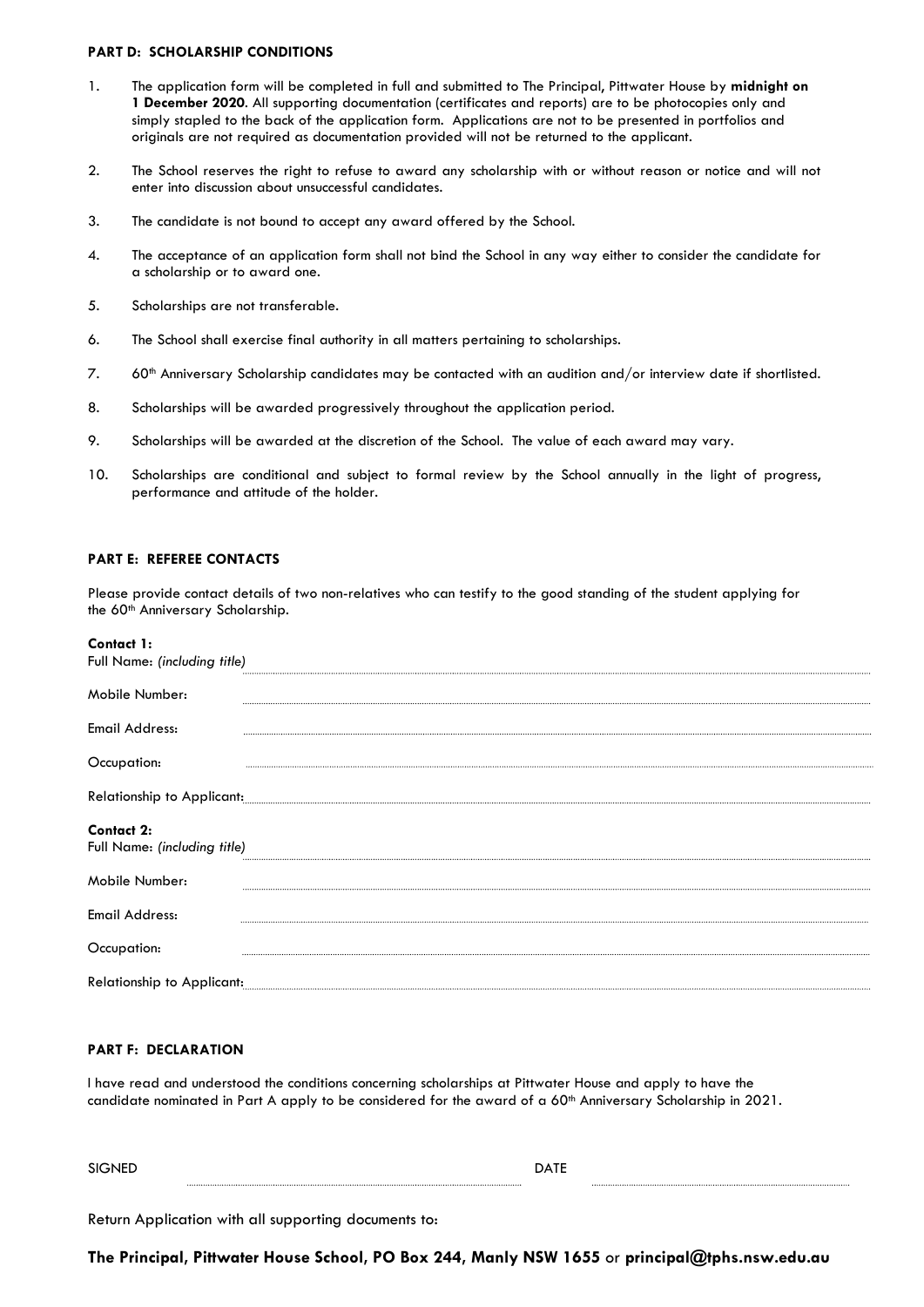**PART D: SCHOLARSHIP CONDITIONS**

1. The application form will be completed in full and submitted to The Principal, Pittwater House by **midnight on 1 December 2020**. All supporting documentation (certificates and reports) are to be photocopies only and simply stapled to the back of the application form. Applications are not to be presented in portfolios and originals are not required as documentation provided will not be returned to the applicant.

2. The School reserves the right to refuse to award any scholarship with or without reason or notice and will not enter into discussion about unsuccessful candidates.

3. The candidate is not bound to accept any award offered by the School.

4. The acceptance of an application form shall not bind the School in any way either to consider the candidate for a scholarship or to award one.

5. Scholarships are not transferable.

6. The School shall exercise final authority in all matters pertaining to scholarships.

7. 60th Anniversary Scholarship candidates may be contacted with an audition and/or interview date if shortlisted.

8. Scholarships will be awarded progressively throughout the application period.

9. Scholarships will be awarded at the discretion of the School. The value of each award may vary.

10. Scholarships are conditional and subject to formal review by the School annually in the light of progress, performance and attitude of the holder.

**PART E: REFEREE CONTACTS**

Please provide contact details of two non-relatives who can testify to the good standing of the student applying for the 60th Anniversary Scholarship.

**Contact 1:**
Full Name: *(including title)* ..............................

Mobile Number: ..............................

Email Address: ..............................

Occupation: ..............................

Relationship to Applicant: ..............................

**Contact 2:**
Full Name: *(including title)* ..............................

Mobile Number: ..............................

Email Address: ..............................

Occupation: ..............................

Relationship to Applicant: ..............................

**PART F: DECLARATION**

I have read and understood the conditions concerning scholarships at Pittwater House and apply to have the candidate nominated in Part A apply to be considered for the award of a 60th Anniversary Scholarship in 2021.

SIGNED .............................. DATE ..............................

Return Application with all supporting documents to:

**The Principal, Pittwater House School, PO Box 244, Manly NSW 1655** or **principal@tphs.nsw.edu.au**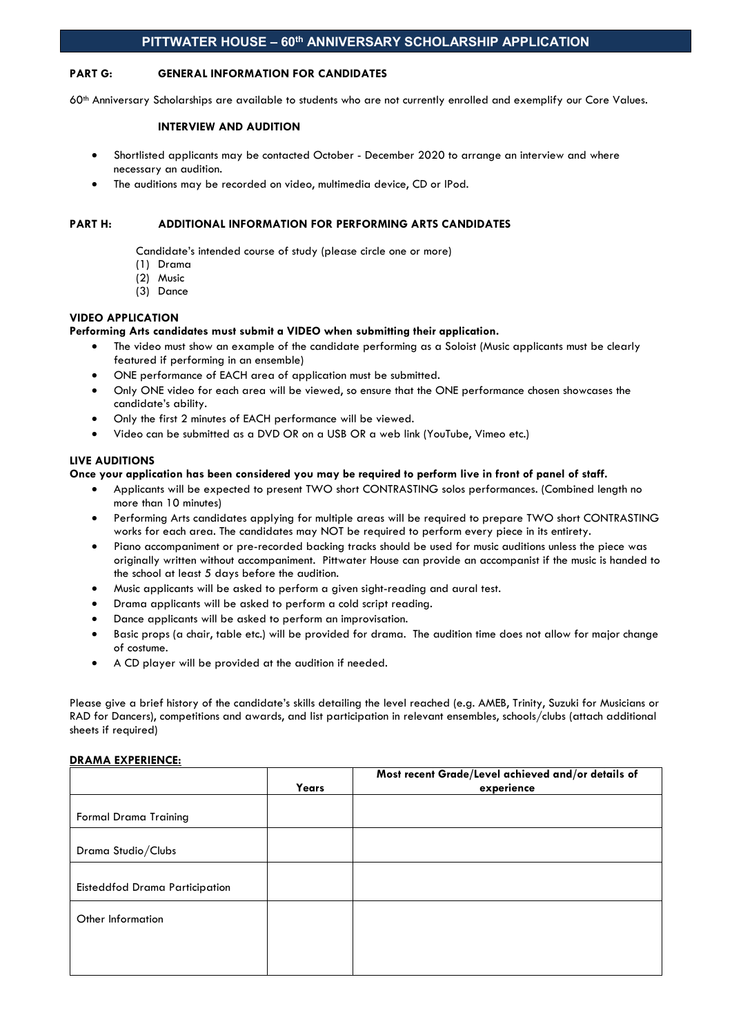## PITTWATER HOUSE – 60th ANNIVERSARY SCHOLARSHIP APPLICATION

**PART G: GENERAL INFORMATION FOR CANDIDATES**

60th Anniversary Scholarships are available to students who are not currently enrolled and exemplify our Core Values.

**INTERVIEW AND AUDITION**

- Shortlisted applicants may be contacted October - December 2020 to arrange an interview and where necessary an audition.
- The auditions may be recorded on video, multimedia device, CD or IPod.

**PART H: ADDITIONAL INFORMATION FOR PERFORMING ARTS CANDIDATES**

Candidate's intended course of study (please circle one or more)

(1) Drama
(2) Music
(3) Dance

**VIDEO APPLICATION**

**Performing Arts candidates must submit a VIDEO when submitting their application.**

- The video must show an example of the candidate performing as a Soloist (Music applicants must be clearly featured if performing in an ensemble)
- ONE performance of EACH area of application must be submitted.
- Only ONE video for each area will be viewed, so ensure that the ONE performance chosen showcases the candidate's ability.
- Only the first 2 minutes of EACH performance will be viewed.
- Video can be submitted as a DVD OR on a USB OR a web link (YouTube, Vimeo etc.)

**LIVE AUDITIONS**

**Once your application has been considered you may be required to perform live in front of panel of staff.**

- Applicants will be expected to present TWO short CONTRASTING solos performances. (Combined length no more than 10 minutes)
- Performing Arts candidates applying for multiple areas will be required to prepare TWO short CONTRASTING works for each area. The candidates may NOT be required to perform every piece in its entirety.
- Piano accompaniment or pre-recorded backing tracks should be used for music auditions unless the piece was originally written without accompaniment. Pittwater House can provide an accompanist if the music is handed to the school at least 5 days before the audition.
- Music applicants will be asked to perform a given sight-reading and aural test.
- Drama applicants will be asked to perform a cold script reading.
- Dance applicants will be asked to perform an improvisation.
- Basic props (a chair, table etc.) will be provided for drama. The audition time does not allow for major change of costume.
- A CD player will be provided at the audition if needed.

Please give a brief history of the candidate's skills detailing the level reached (e.g. AMEB, Trinity, Suzuki for Musicians or RAD for Dancers), competitions and awards, and list participation in relevant ensembles, schools/clubs (attach additional sheets if required)

**DRAMA EXPERIENCE:**

| | Years | Most recent Grade/Level achieved and/or details of experience |
|---|---|---|
| Formal Drama Training | | |
| Drama Studio/Clubs | | |
| Eisteddfod Drama Participation | | |
| Other Information | | |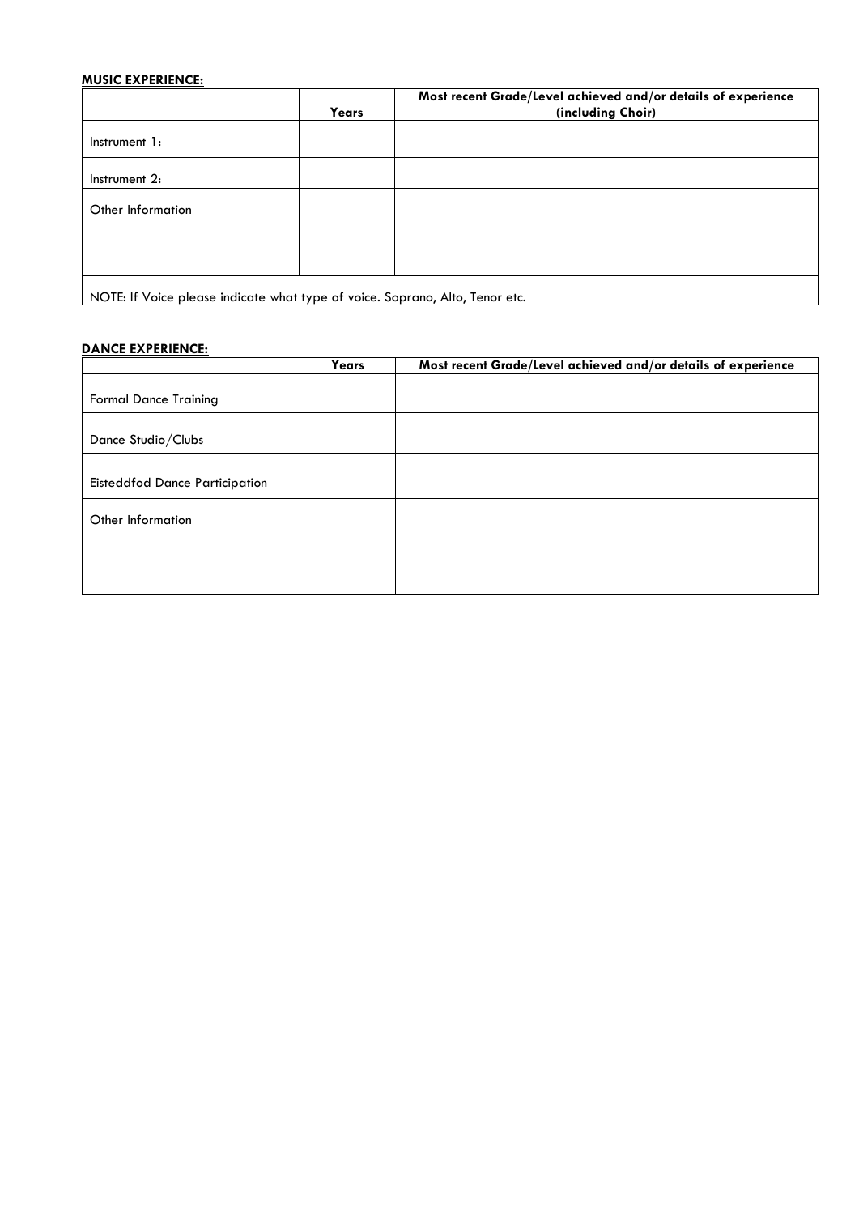**MUSIC EXPERIENCE:**

| | Years | Most recent Grade/Level achieved and/or details of experience (including Choir) |
|---|---|---|
| Instrument 1: | | |
| Instrument 2: | | |
| Other Information | | |
| NOTE: If Voice please indicate what type of voice. Soprano, Alto, Tenor etc. | | |

**DANCE EXPERIENCE:**

| | Years | Most recent Grade/Level achieved and/or details of experience |
|---|---|---|
| Formal Dance Training | | |
| Dance Studio/Clubs | | |
| Eisteddfod Dance Participation | | |
| Other Information | | |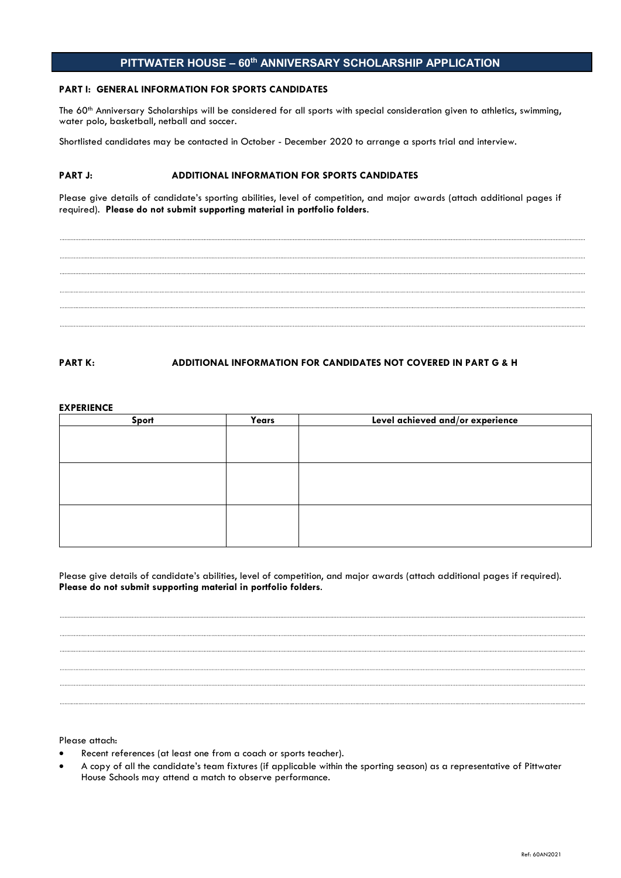## PITTWATER HOUSE – 60th ANNIVERSARY SCHOLARSHIP APPLICATION

**PART I: GENERAL INFORMATION FOR SPORTS CANDIDATES**

The 60th Anniversary Scholarships will be considered for all sports with special consideration given to athletics, swimming, water polo, basketball, netball and soccer.

Shortlisted candidates may be contacted in October - December 2020 to arrange a sports trial and interview.

**PART J: ADDITIONAL INFORMATION FOR SPORTS CANDIDATES**

Please give details of candidate's sporting abilities, level of competition, and major awards (attach additional pages if required). **Please do not submit supporting material in portfolio folders**.

..............................................................................................................................................

..............................................................................................................................................

..............................................................................................................................................

..............................................................................................................................................

..............................................................................................................................................

..............................................................................................................................................

**PART K: ADDITIONAL INFORMATION FOR CANDIDATES NOT COVERED IN PART G & H**

**EXPERIENCE**

| Sport | Years | Level achieved and/or experience |
|---|---|---|
| | | |
| | | |
| | | |

Please give details of candidate's abilities, level of competition, and major awards (attach additional pages if required). **Please do not submit supporting material in portfolio folders**.

..............................................................................................................................................

..............................................................................................................................................

..............................................................................................................................................

..............................................................................................................................................

..............................................................................................................................................

..............................................................................................................................................

Please attach:

- Recent references (at least one from a coach or sports teacher).
- A copy of all the candidate's team fixtures (if applicable within the sporting season) as a representative of Pittwater House Schools may attend a match to observe performance.

Ref: 60AN2021